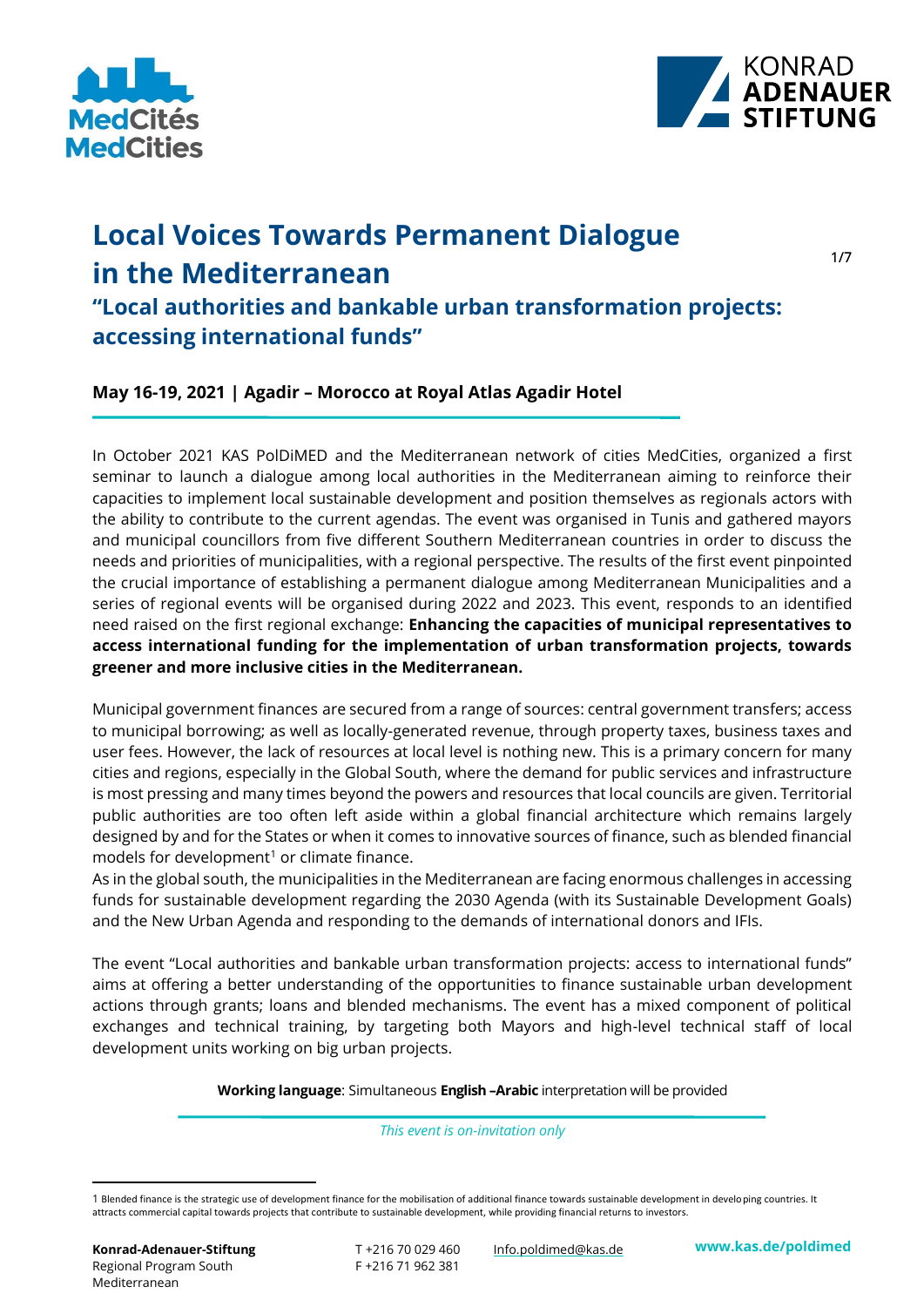# Local Voices Towards Permanent Dialogue in the Mediterranean

## "Local authorities and bankable urban transformation projects: accessing international funds"

**May 16-19, 2021 | Agadir – Morocco at Royal Atlas Agadir Hotel**

In October 2021 KAS PolDiMED and the Mediterranean network of cities MedCities, organized a first seminar to launch a dialogue among local authorities in the Mediterranean aiming to reinforce their capacities to implement local sustainable development and position themselves as regionals actors with the ability to contribute to the current agendas. The event was organised in Tunis and gathered mayors and municipal councillors from five different Southern Mediterranean countries in order to discuss the needs and priorities of municipalities, with a regional perspective. The results of the first event pinpointed the crucial importance of establishing a permanent dialogue among Mediterranean Municipalities and a series of regional events will be organised during 2022 and 2023. This event, responds to an identified need raised on the first regional exchange: **Enhancing the capacities of municipal representatives to access international funding for the implementation of urban transformation projects, towards greener and more inclusive cities in the Mediterranean.**

Municipal government finances are secured from a range of sources: central government transfers; access to municipal borrowing; as well as locally-generated revenue, through property taxes, business taxes and user fees. However, the lack of resources at local level is nothing new. This is a primary concern for many cities and regions, especially in the Global South, where the demand for public services and infrastructure is most pressing and many times beyond the powers and resources that local councils are given. Territorial public authorities are too often left aside within a global financial architecture which remains largely designed by and for the States or when it comes to innovative sources of finance, such as blended financial models for development[1] or climate finance.

As in the global south, the municipalities in the Mediterranean are facing enormous challenges in accessing funds for sustainable development regarding the 2030 Agenda (with its Sustainable Development Goals) and the New Urban Agenda and responding to the demands of international donors and IFIs.

The event "Local authorities and bankable urban transformation projects: access to international funds" aims at offering a better understanding of the opportunities to finance sustainable urban development actions through grants; loans and blended mechanisms. The event has a mixed component of political exchanges and technical training, by targeting both Mayors and high-level technical staff of local development units working on big urban projects.

**Working language**: Simultaneous **English –Arabic** interpretation will be provided

*This event is on-invitation only*

---

1 Blended finance is the strategic use of development finance for the mobilisation of additional finance towards sustainable development in developing countries. It attracts commercial capital towards projects that contribute to sustainable development, while providing financial returns to investors.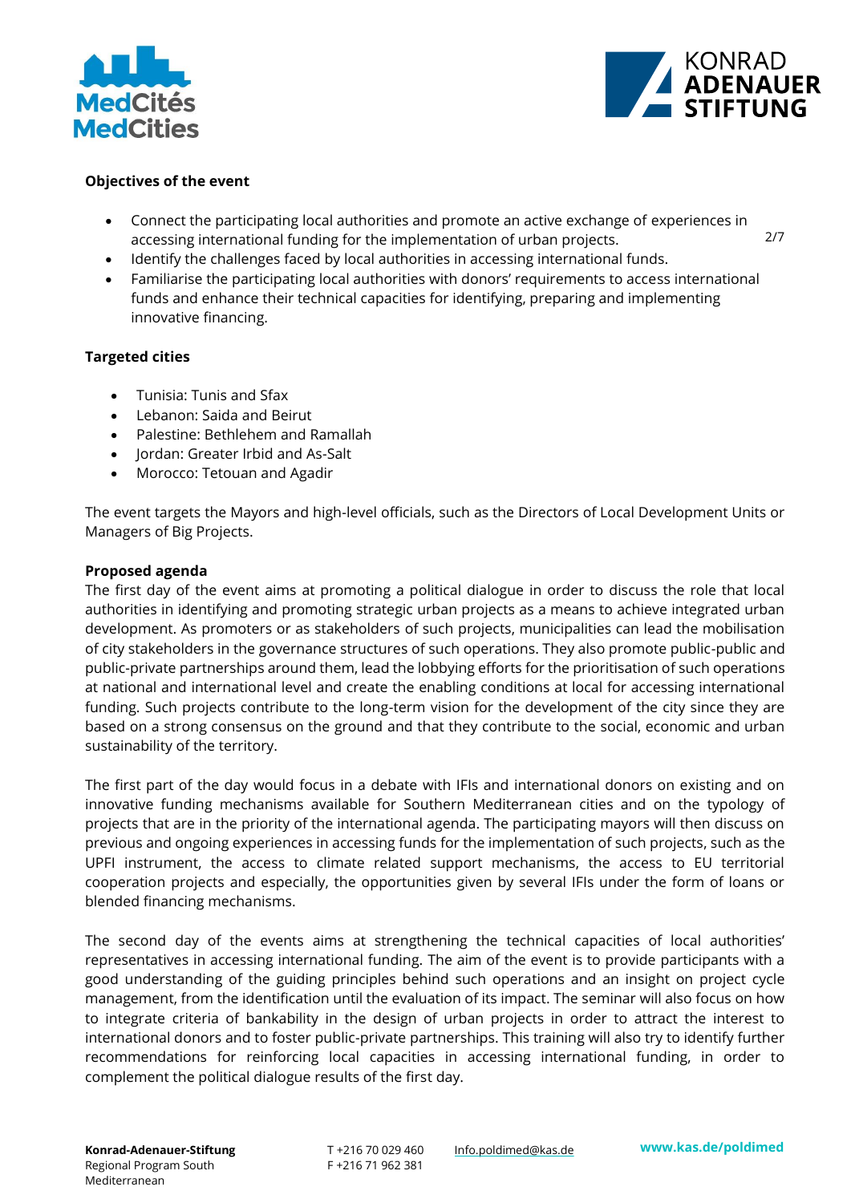**Objectives of the event**

- Connect the participating local authorities and promote an active exchange of experiences in accessing international funding for the implementation of urban projects.
- Identify the challenges faced by local authorities in accessing international funds.
- Familiarise the participating local authorities with donors' requirements to access international funds and enhance their technical capacities for identifying, preparing and implementing innovative financing.

**Targeted cities**

- Tunisia: Tunis and Sfax
- Lebanon: Saida and Beirut
- Palestine: Bethlehem and Ramallah
- Jordan: Greater Irbid and As-Salt
- Morocco: Tetouan and Agadir

The event targets the Mayors and high-level officials, such as the Directors of Local Development Units or Managers of Big Projects.

**Proposed agenda**

The first day of the event aims at promoting a political dialogue in order to discuss the role that local authorities in identifying and promoting strategic urban projects as a means to achieve integrated urban development. As promoters or as stakeholders of such projects, municipalities can lead the mobilisation of city stakeholders in the governance structures of such operations. They also promote public-public and public-private partnerships around them, lead the lobbying efforts for the prioritisation of such operations at national and international level and create the enabling conditions at local for accessing international funding. Such projects contribute to the long-term vision for the development of the city since they are based on a strong consensus on the ground and that they contribute to the social, economic and urban sustainability of the territory.

The first part of the day would focus in a debate with IFIs and international donors on existing and on innovative funding mechanisms available for Southern Mediterranean cities and on the typology of projects that are in the priority of the international agenda. The participating mayors will then discuss on previous and ongoing experiences in accessing funds for the implementation of such projects, such as the UPFI instrument, the access to climate related support mechanisms, the access to EU territorial cooperation projects and especially, the opportunities given by several IFIs under the form of loans or blended financing mechanisms.

The second day of the events aims at strengthening the technical capacities of local authorities' representatives in accessing international funding. The aim of the event is to provide participants with a good understanding of the guiding principles behind such operations and an insight on project cycle management, from the identification until the evaluation of its impact. The seminar will also focus on how to integrate criteria of bankability in the design of urban projects in order to attract the interest to international donors and to foster public-private partnerships. This training will also try to identify further recommendations for reinforcing local capacities in accessing international funding, in order to complement the political dialogue results of the first day.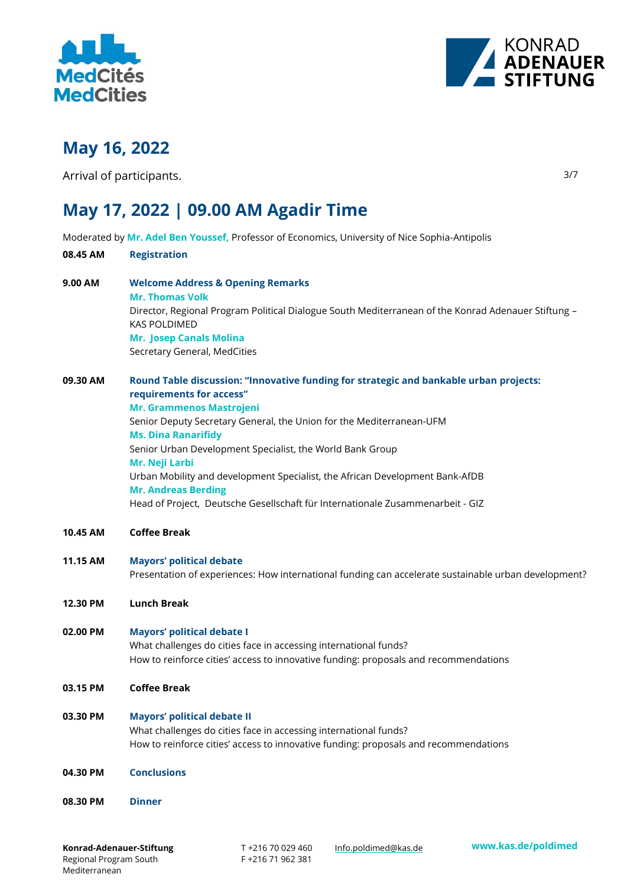## May 16, 2022

Arrival of participants.

## May 17, 2022 | 09.00 AM Agadir Time

Moderated by **Mr. Adel Ben Youssef,** Professor of Economics, University of Nice Sophia-Antipolis

**08.45 AM** **Registration**

**9.00 AM** **Welcome Address & Opening Remarks**
**Mr. Thomas Volk**
Director, Regional Program Political Dialogue South Mediterranean of the Konrad Adenauer Stiftung – KAS POLDIMED
**Mr. Josep Canals Molina**
Secretary General, MedCities

**09.30 AM** **Round Table discussion: "Innovative funding for strategic and bankable urban projects: requirements for access"**
**Mr. Grammenos Mastrojeni**
Senior Deputy Secretary General, the Union for the Mediterranean-UFM
**Ms. Dina Ranarifidy**
Senior Urban Development Specialist, the World Bank Group
**Mr. Neji Larbi**
Urban Mobility and development Specialist, the African Development Bank-AfDB
**Mr. Andreas Berding**
Head of Project, Deutsche Gesellschaft für Internationale Zusammenarbeit - GIZ

**10.45 AM** **Coffee Break**

**11.15 AM** **Mayors' political debate**
Presentation of experiences: How international funding can accelerate sustainable urban development?

**12.30 PM** **Lunch Break**

**02.00 PM** **Mayors' political debate I**
What challenges do cities face in accessing international funds?
How to reinforce cities' access to innovative funding: proposals and recommendations

**03.15 PM** **Coffee Break**

**03.30 PM** **Mayors' political debate II**
What challenges do cities face in accessing international funds?
How to reinforce cities' access to innovative funding: proposals and recommendations

**04.30 PM** **Conclusions**

**08.30 PM** **Dinner**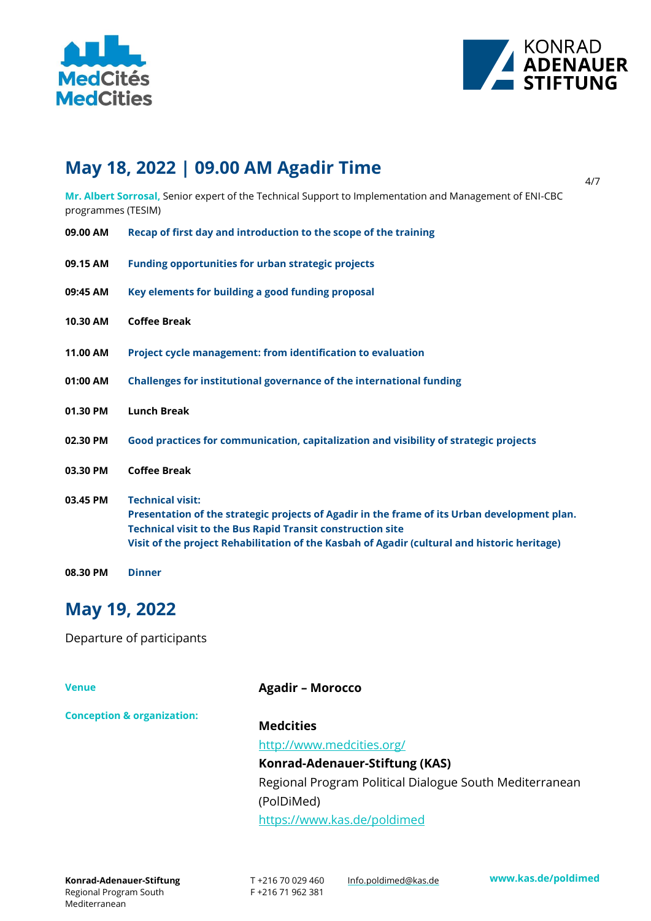## May 18, 2022 | 09.00 AM Agadir Time

**Mr. Albert Sorrosal,** Senior expert of the Technical Support to Implementation and Management of ENI-CBC programmes (TESIM)

| | |
|---|---|
| **09.00 AM** | **Recap of first day and introduction to the scope of the training** |
| **09.15 AM** | **Funding opportunities for urban strategic projects** |
| **09:45 AM** | **Key elements for building a good funding proposal** |
| **10.30 AM** | **Coffee Break** |
| **11.00 AM** | **Project cycle management: from identification to evaluation** |
| **01:00 AM** | **Challenges for institutional governance of the international funding** |
| **01.30 PM** | **Lunch Break** |
| **02.30 PM** | **Good practices for communication, capitalization and visibility of strategic projects** |
| **03.30 PM** | **Coffee Break** |
| **03.45 PM** | **Technical visit:**<br>**Presentation of the strategic projects of Agadir in the frame of its Urban development plan.**<br>**Technical visit to the Bus Rapid Transit construction site**<br>**Visit of the project Rehabilitation of the Kasbah of Agadir (cultural and historic heritage)** |
| **08.30 PM** | **Dinner** |

## May 19, 2022

Departure of participants

**Venue**

**Agadir – Morocco**

**Conception & organization:**

**Medcities**
http://www.medcities.org/

**Konrad-Adenauer-Stiftung (KAS)**
Regional Program Political Dialogue South Mediterranean (PolDiMed)
https://www.kas.de/poldimed

**Konrad-Adenauer-Stiftung**
Regional Program South Mediterranean

T +216 70 029 460
F +216 71 962 381

Info.poldimed@kas.de

**www.kas.de/poldimed**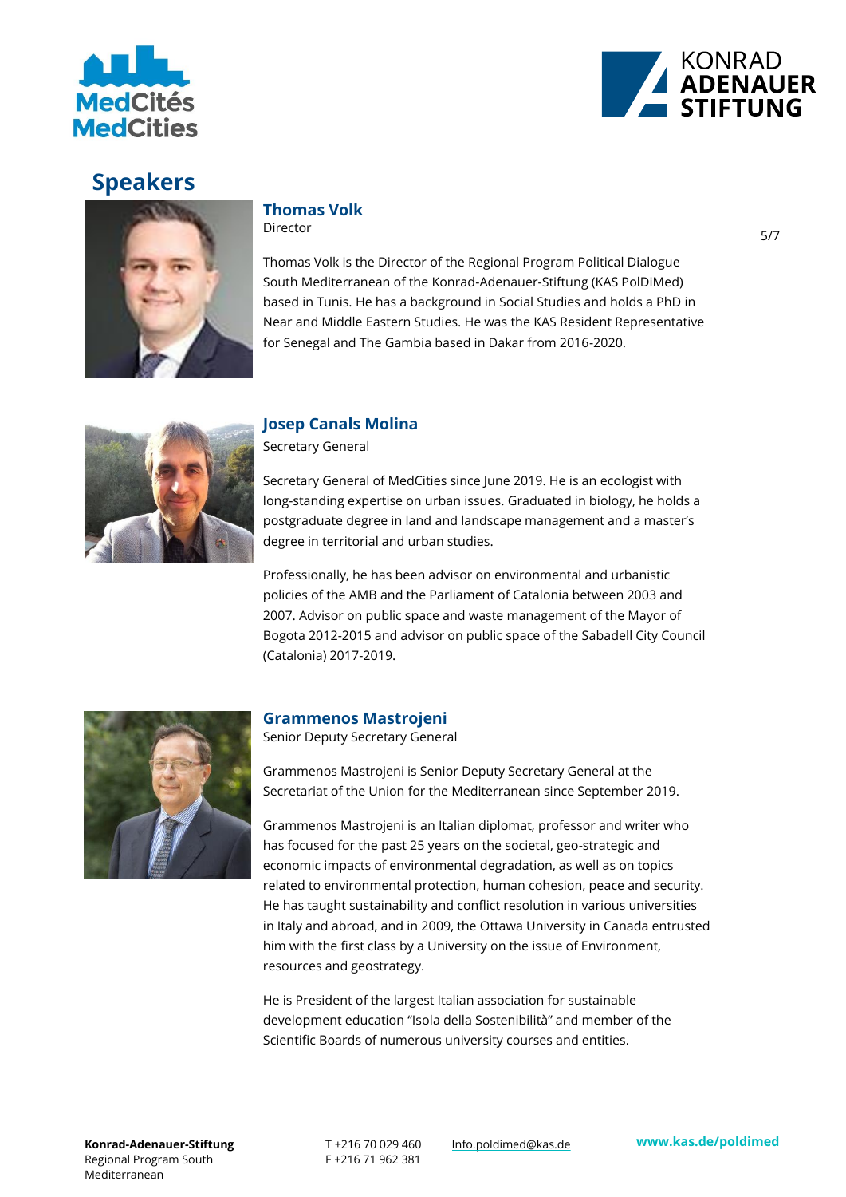## Speakers

### Thomas Volk
Director

Thomas Volk is the Director of the Regional Program Political Dialogue South Mediterranean of the Konrad-Adenauer-Stiftung (KAS PolDiMed) based in Tunis. He has a background in Social Studies and holds a PhD in Near and Middle Eastern Studies. He was the KAS Resident Representative for Senegal and The Gambia based in Dakar from 2016-2020.

### Josep Canals Molina
Secretary General

Secretary General of MedCities since June 2019. He is an ecologist with long-standing expertise on urban issues. Graduated in biology, he holds a postgraduate degree in land and landscape management and a master's degree in territorial and urban studies.

Professionally, he has been advisor on environmental and urbanistic policies of the AMB and the Parliament of Catalonia between 2003 and 2007. Advisor on public space and waste management of the Mayor of Bogota 2012-2015 and advisor on public space of the Sabadell City Council (Catalonia) 2017-2019.

### Grammenos Mastrojeni
Senior Deputy Secretary General

Grammenos Mastrojeni is Senior Deputy Secretary General at the Secretariat of the Union for the Mediterranean since September 2019.

Grammenos Mastrojeni is an Italian diplomat, professor and writer who has focused for the past 25 years on the societal, geo-strategic and economic impacts of environmental degradation, as well as on topics related to environmental protection, human cohesion, peace and security. He has taught sustainability and conflict resolution in various universities in Italy and abroad, and in 2009, the Ottawa University in Canada entrusted him with the first class by a University on the issue of Environment, resources and geostrategy.

He is President of the largest Italian association for sustainable development education "Isola della Sostenibilità" and member of the Scientific Boards of numerous university courses and entities.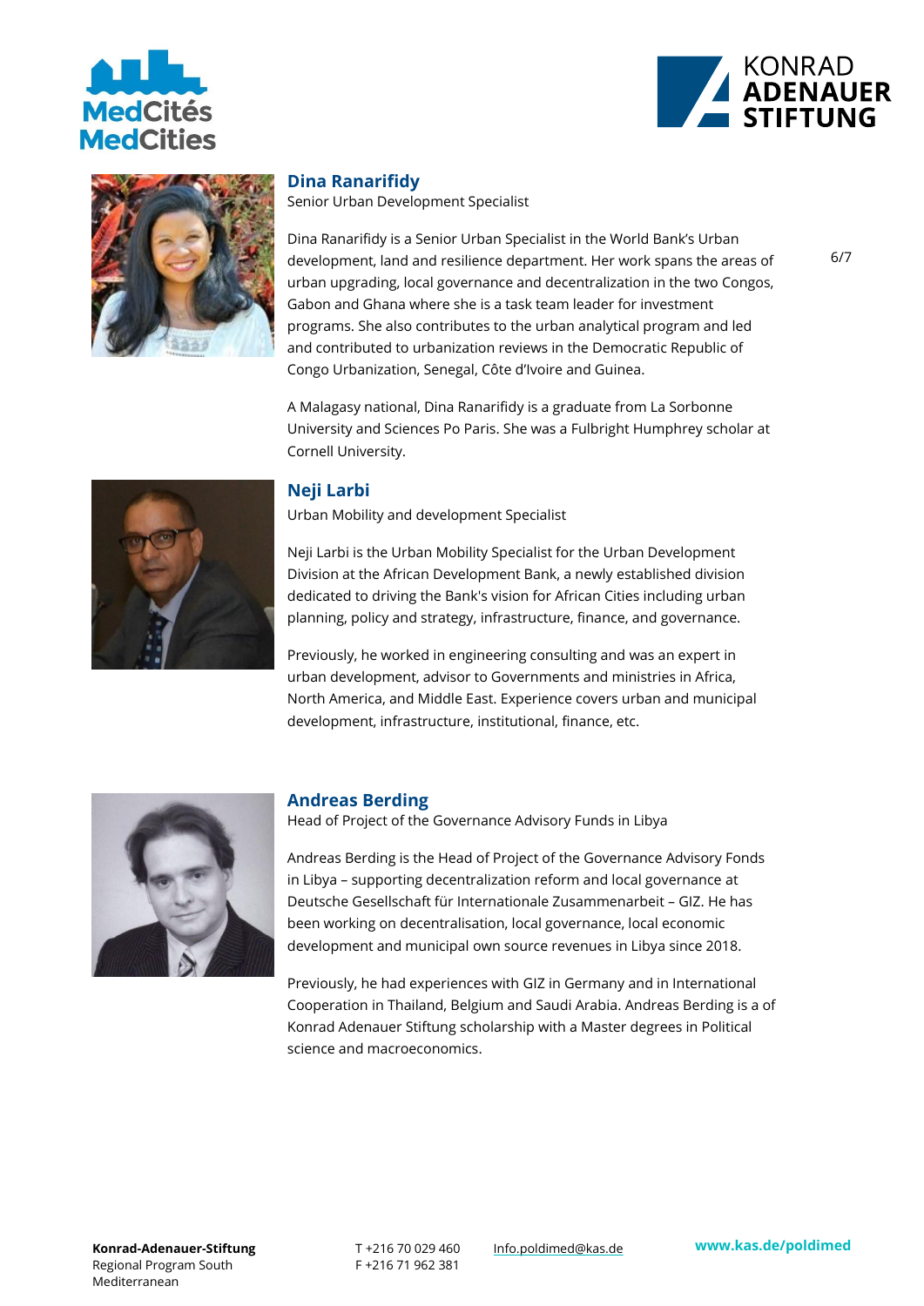## Dina Ranarifidy

Senior Urban Development Specialist

Dina Ranarifidy is a Senior Urban Specialist in the World Bank's Urban development, land and resilience department. Her work spans the areas of urban upgrading, local governance and decentralization in the two Congos, Gabon and Ghana where she is a task team leader for investment programs. She also contributes to the urban analytical program and led and contributed to urbanization reviews in the Democratic Republic of Congo Urbanization, Senegal, Côte d'Ivoire and Guinea.

A Malagasy national, Dina Ranarifidy is a graduate from La Sorbonne University and Sciences Po Paris. She was a Fulbright Humphrey scholar at Cornell University.

## Neji Larbi

Urban Mobility and development Specialist

Neji Larbi is the Urban Mobility Specialist for the Urban Development Division at the African Development Bank, a newly established division dedicated to driving the Bank's vision for African Cities including urban planning, policy and strategy, infrastructure, finance, and governance.

Previously, he worked in engineering consulting and was an expert in urban development, advisor to Governments and ministries in Africa, North America, and Middle East. Experience covers urban and municipal development, infrastructure, institutional, finance, etc.

## Andreas Berding

Head of Project of the Governance Advisory Funds in Libya

Andreas Berding is the Head of Project of the Governance Advisory Fonds in Libya – supporting decentralization reform and local governance at Deutsche Gesellschaft für Internationale Zusammenarbeit – GIZ. He has been working on decentralisation, local governance, local economic development and municipal own source revenues in Libya since 2018.

Previously, he had experiences with GIZ in Germany and in International Cooperation in Thailand, Belgium and Saudi Arabia. Andreas Berding is a of Konrad Adenauer Stiftung scholarship with a Master degrees in Political science and macroeconomics.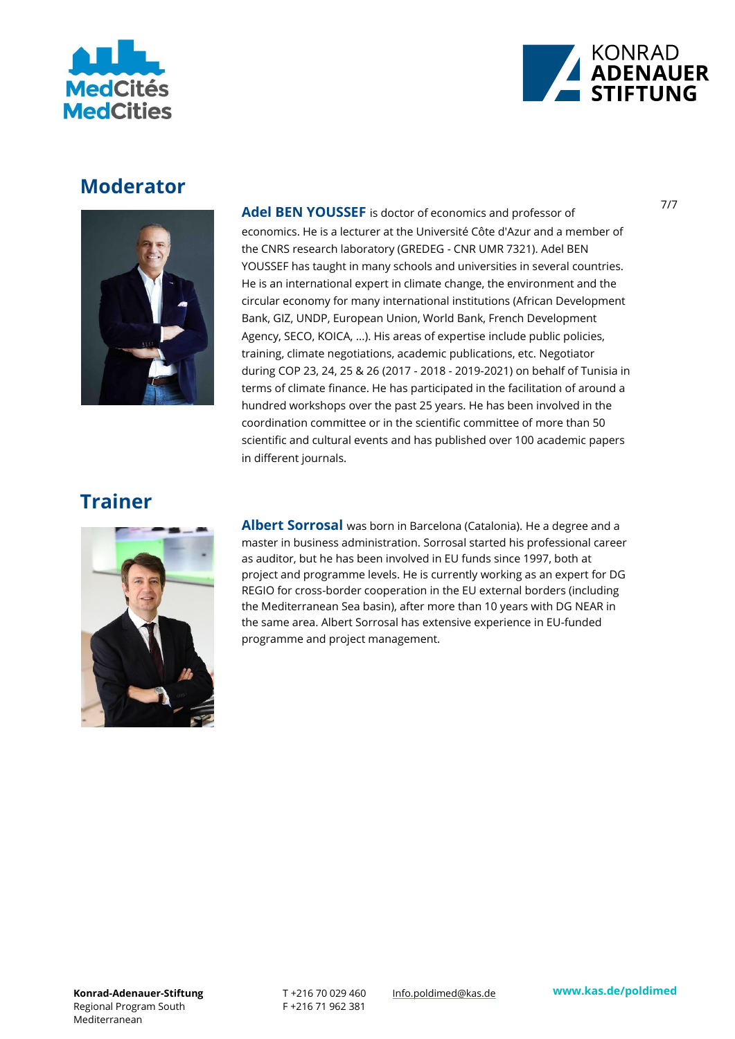## Moderator

**Adel BEN YOUSSEF** is doctor of economics and professor of economics. He is a lecturer at the Université Côte d'Azur and a member of the CNRS research laboratory (GREDEG - CNR UMR 7321). Adel BEN YOUSSEF has taught in many schools and universities in several countries. He is an international expert in climate change, the environment and the circular economy for many international institutions (African Development Bank, GIZ, UNDP, European Union, World Bank, French Development Agency, SECO, KOICA, ...). His areas of expertise include public policies, training, climate negotiations, academic publications, etc. Negotiator during COP 23, 24, 25 & 26 (2017 - 2018 - 2019-2021) on behalf of Tunisia in terms of climate finance. He has participated in the facilitation of around a hundred workshops over the past 25 years. He has been involved in the coordination committee or in the scientific committee of more than 50 scientific and cultural events and has published over 100 academic papers in different journals.

## Trainer

**Albert Sorrosal** was born in Barcelona (Catalonia). He a degree and a master in business administration. Sorrosal started his professional career as auditor, but he has been involved in EU funds since 1997, both at project and programme levels. He is currently working as an expert for DG REGIO for cross-border cooperation in the EU external borders (including the Mediterranean Sea basin), after more than 10 years with DG NEAR in the same area. Albert Sorrosal has extensive experience in EU-funded programme and project management.

**Konrad-Adenauer-Stiftung**
Regional Program South Mediterranean

T +216 70 029 460
F +216 71 962 381

Info.poldimed@kas.de

**www.kas.de/poldimed**